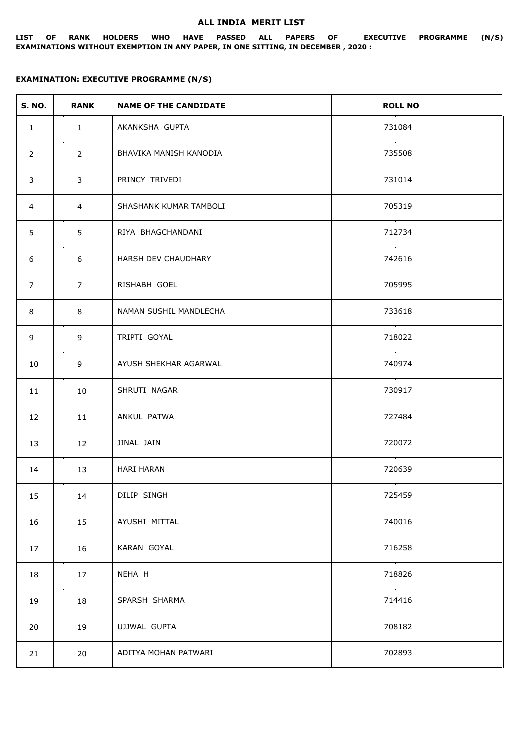# ALL INDIA MERIT LIST

**LIST OF RANK HOLDERS WHO HAVE PASSED ALL PAPERS OF EXECUTIVE PROGRAMME (N/S) EXAMINATIONS WITHOUT EXEMPTION IN ANY PAPER, IN ONE SITTING, IN DECEMBER , 2020 :**

**EXAMINATION: EXECUTIVE PROGRAMME (N/S)**

| S. NO. | RANK | NAME OF THE CANDIDATE | ROLL NO |
|---|---|---|---|
| 1 | 1 | AKANKSHA GUPTA | 731084 |
| 2 | 2 | BHAVIKA MANISH KANODIA | 735508 |
| 3 | 3 | PRINCY TRIVEDI | 731014 |
| 4 | 4 | SHASHANK KUMAR TAMBOLI | 705319 |
| 5 | 5 | RIYA BHAGCHANDANI | 712734 |
| 6 | 6 | HARSH DEV CHAUDHARY | 742616 |
| 7 | 7 | RISHABH GOEL | 705995 |
| 8 | 8 | NAMAN SUSHIL MANDLECHA | 733618 |
| 9 | 9 | TRIPTI GOYAL | 718022 |
| 10 | 9 | AYUSH SHEKHAR AGARWAL | 740974 |
| 11 | 10 | SHRUTI NAGAR | 730917 |
| 12 | 11 | ANKUL PATWA | 727484 |
| 13 | 12 | JINAL JAIN | 720072 |
| 14 | 13 | HARI HARAN | 720639 |
| 15 | 14 | DILIP SINGH | 725459 |
| 16 | 15 | AYUSHI MITTAL | 740016 |
| 17 | 16 | KARAN GOYAL | 716258 |
| 18 | 17 | NEHA H | 718826 |
| 19 | 18 | SPARSH SHARMA | 714416 |
| 20 | 19 | UJJWAL GUPTA | 708182 |
| 21 | 20 | ADITYA MOHAN PATWARI | 702893 |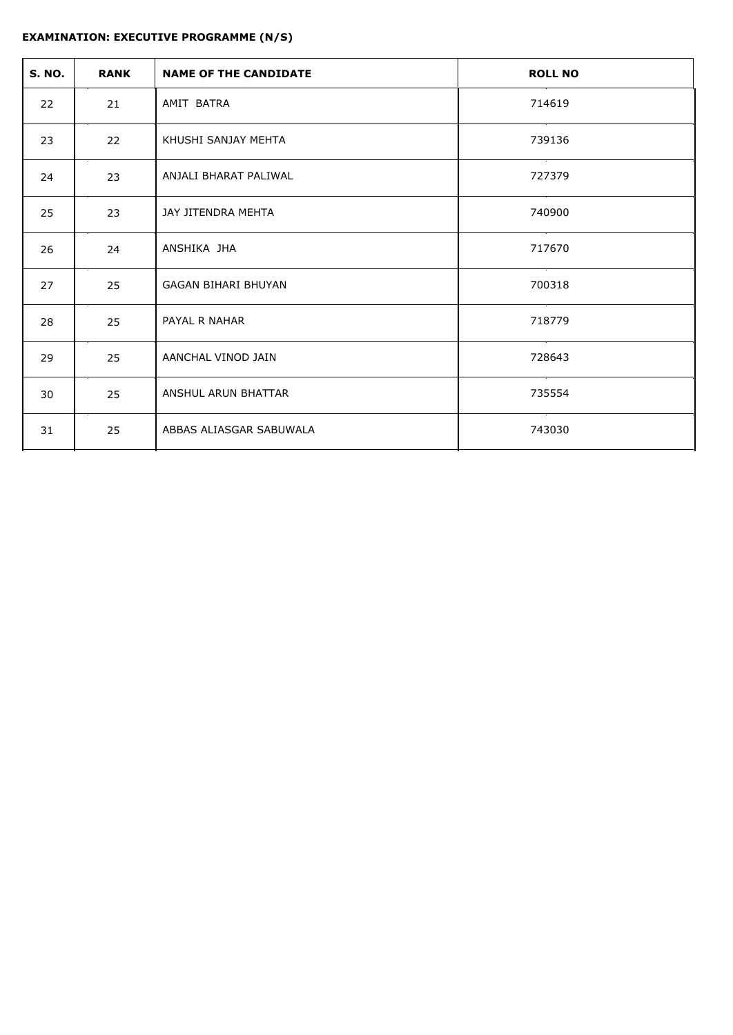**EXAMINATION: EXECUTIVE PROGRAMME (N/S)**

| S. NO. | RANK | NAME OF THE CANDIDATE | ROLL NO |
|---|---|---|---|
| 22 | 21 | AMIT BATRA | 714619 |
| 23 | 22 | KHUSHI SANJAY MEHTA | 739136 |
| 24 | 23 | ANJALI BHARAT PALIWAL | 727379 |
| 25 | 23 | JAY JITENDRA MEHTA | 740900 |
| 26 | 24 | ANSHIKA JHA | 717670 |
| 27 | 25 | GAGAN BIHARI BHUYAN | 700318 |
| 28 | 25 | PAYAL R NAHAR | 718779 |
| 29 | 25 | AANCHAL VINOD JAIN | 728643 |
| 30 | 25 | ANSHUL ARUN BHATTAR | 735554 |
| 31 | 25 | ABBAS ALIASGAR SABUWALA | 743030 |